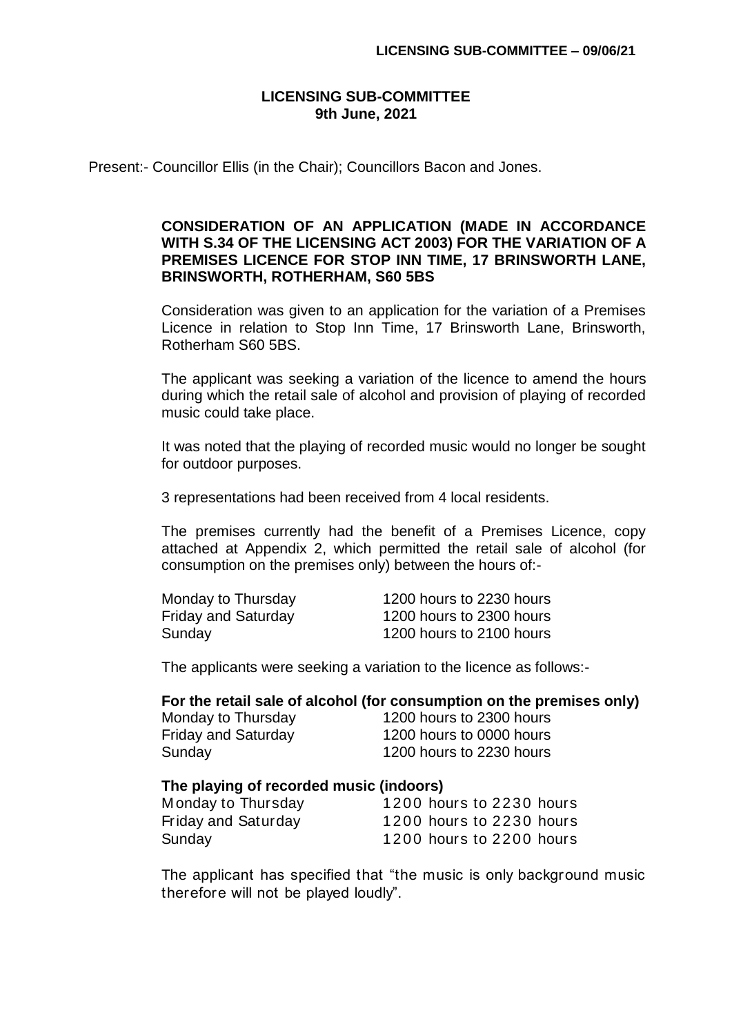# LICENSING SUB-COMMITTEE
## 9th June, 2021

Present:- Councillor Ellis (in the Chair); Councillors Bacon and Jones.

### CONSIDERATION OF AN APPLICATION (MADE IN ACCORDANCE WITH S.34 OF THE LICENSING ACT 2003) FOR THE VARIATION OF A PREMISES LICENCE FOR STOP INN TIME, 17 BRINSWORTH LANE, BRINSWORTH, ROTHERHAM, S60 5BS

Consideration was given to an application for the variation of a Premises Licence in relation to Stop Inn Time, 17 Brinsworth Lane, Brinsworth, Rotherham S60 5BS.

The applicant was seeking a variation of the licence to amend the hours during which the retail sale of alcohol and provision of playing of recorded music could take place.

It was noted that the playing of recorded music would no longer be sought for outdoor purposes.

3 representations had been received from 4 local residents.

The premises currently had the benefit of a Premises Licence, copy attached at Appendix 2, which permitted the retail sale of alcohol (for consumption on the premises only) between the hours of:-

| | |
|---|---|
| Monday to Thursday | 1200 hours to 2230 hours |
| Friday and Saturday | 1200 hours to 2300 hours |
| Sunday | 1200 hours to 2100 hours |

The applicants were seeking a variation to the licence as follows:-

**For the retail sale of alcohol (for consumption on the premises only)**

| | |
|---|---|
| Monday to Thursday | 1200 hours to 2300 hours |
| Friday and Saturday | 1200 hours to 0000 hours |
| Sunday | 1200 hours to 2230 hours |

**The playing of recorded music (indoors)**

| | |
|---|---|
| Monday to Thursday | 1200 hours to 2230 hours |
| Friday and Saturday | 1200 hours to 2230 hours |
| Sunday | 1200 hours to 2200 hours |

The applicant has specified that "the music is only background music therefore will not be played loudly".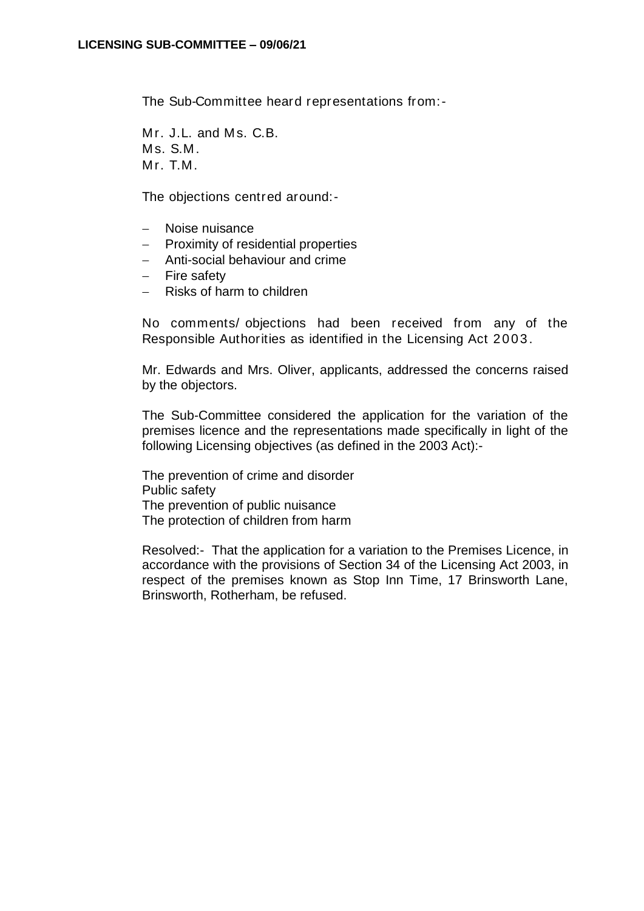The Sub-Committee heard representations from:-

Mr. J.L. and Ms. C.B.
Ms. S.M.
Mr. T.M.

The objections centred around:-

- Noise nuisance
- Proximity of residential properties
- Anti-social behaviour and crime
- Fire safety
- Risks of harm to children

No comments/ objections had been received from any of the Responsible Authorities as identified in the Licensing Act 2003.

Mr. Edwards and Mrs. Oliver, applicants, addressed the concerns raised by the objectors.

The Sub-Committee considered the application for the variation of the premises licence and the representations made specifically in light of the following Licensing objectives (as defined in the 2003 Act):-

The prevention of crime and disorder
Public safety
The prevention of public nuisance
The protection of children from harm

Resolved:- That the application for a variation to the Premises Licence, in accordance with the provisions of Section 34 of the Licensing Act 2003, in respect of the premises known as Stop Inn Time, 17 Brinsworth Lane, Brinsworth, Rotherham, be refused.